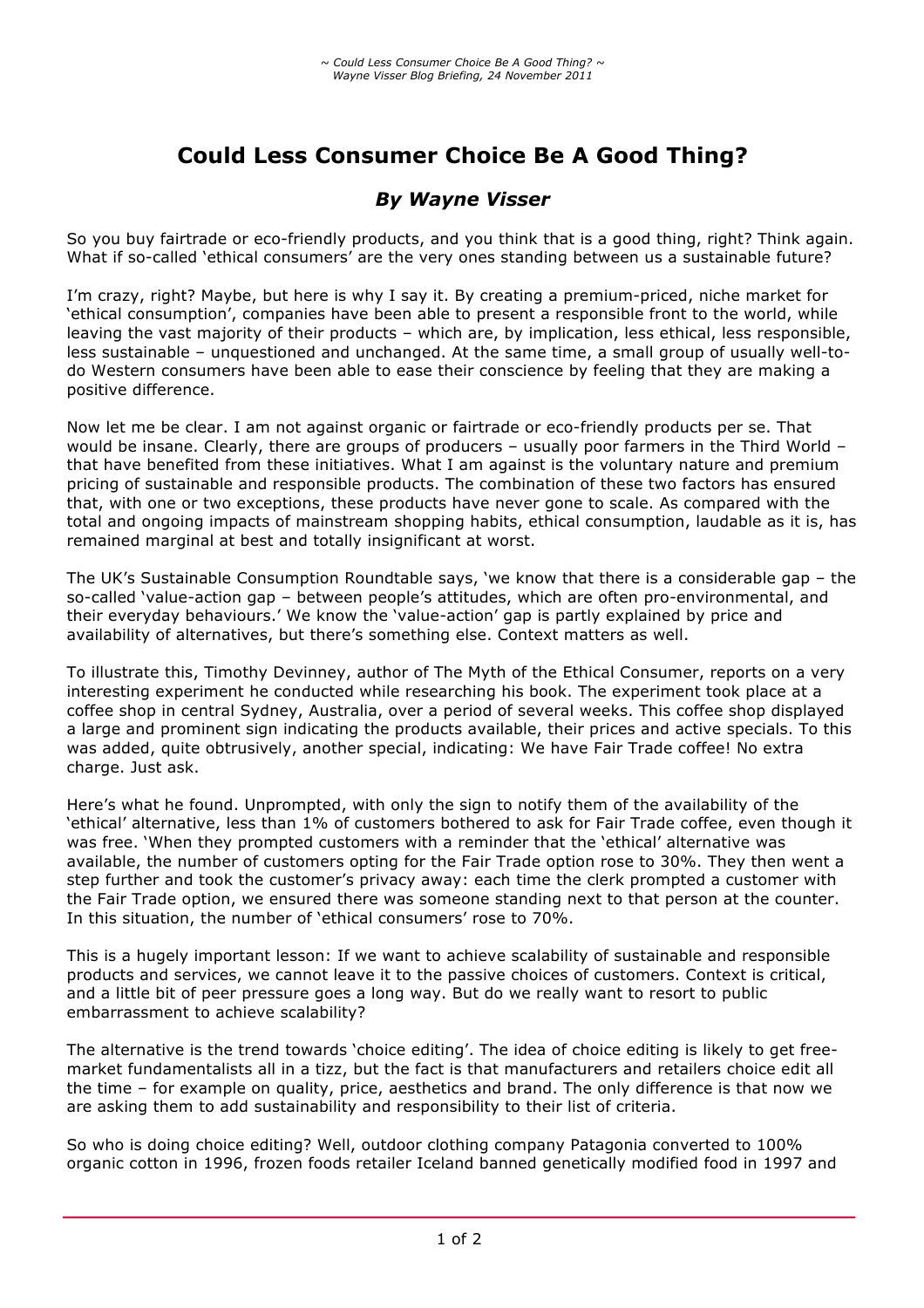# Could Less Consumer Choice Be A Good Thing?

## *By Wayne Visser*

So you buy fairtrade or eco-friendly products, and you think that is a good thing, right? Think again. What if so-called 'ethical consumers' are the very ones standing between us a sustainable future?

I'm crazy, right? Maybe, but here is why I say it. By creating a premium-priced, niche market for 'ethical consumption', companies have been able to present a responsible front to the world, while leaving the vast majority of their products – which are, by implication, less ethical, less responsible, less sustainable – unquestioned and unchanged. At the same time, a small group of usually well-to-do Western consumers have been able to ease their conscience by feeling that they are making a positive difference.

Now let me be clear. I am not against organic or fairtrade or eco-friendly products per se. That would be insane. Clearly, there are groups of producers – usually poor farmers in the Third World – that have benefited from these initiatives. What I am against is the voluntary nature and premium pricing of sustainable and responsible products. The combination of these two factors has ensured that, with one or two exceptions, these products have never gone to scale. As compared with the total and ongoing impacts of mainstream shopping habits, ethical consumption, laudable as it is, has remained marginal at best and totally insignificant at worst.

The UK's Sustainable Consumption Roundtable says, 'we know that there is a considerable gap – the so-called 'value-action gap – between people's attitudes, which are often pro-environmental, and their everyday behaviours.' We know the 'value-action' gap is partly explained by price and availability of alternatives, but there's something else. Context matters as well.

To illustrate this, Timothy Devinney, author of The Myth of the Ethical Consumer, reports on a very interesting experiment he conducted while researching his book. The experiment took place at a coffee shop in central Sydney, Australia, over a period of several weeks. This coffee shop displayed a large and prominent sign indicating the products available, their prices and active specials. To this was added, quite obtrusively, another special, indicating: We have Fair Trade coffee! No extra charge. Just ask.

Here's what he found. Unprompted, with only the sign to notify them of the availability of the 'ethical' alternative, less than 1% of customers bothered to ask for Fair Trade coffee, even though it was free. 'When they prompted customers with a reminder that the 'ethical' alternative was available, the number of customers opting for the Fair Trade option rose to 30%. They then went a step further and took the customer's privacy away: each time the clerk prompted a customer with the Fair Trade option, we ensured there was someone standing next to that person at the counter. In this situation, the number of 'ethical consumers' rose to 70%.

This is a hugely important lesson: If we want to achieve scalability of sustainable and responsible products and services, we cannot leave it to the passive choices of customers. Context is critical, and a little bit of peer pressure goes a long way. But do we really want to resort to public embarrassment to achieve scalability?

The alternative is the trend towards 'choice editing'. The idea of choice editing is likely to get free-market fundamentalists all in a tizz, but the fact is that manufacturers and retailers choice edit all the time – for example on quality, price, aesthetics and brand. The only difference is that now we are asking them to add sustainability and responsibility to their list of criteria.

So who is doing choice editing? Well, outdoor clothing company Patagonia converted to 100% organic cotton in 1996, frozen foods retailer Iceland banned genetically modified food in 1997 and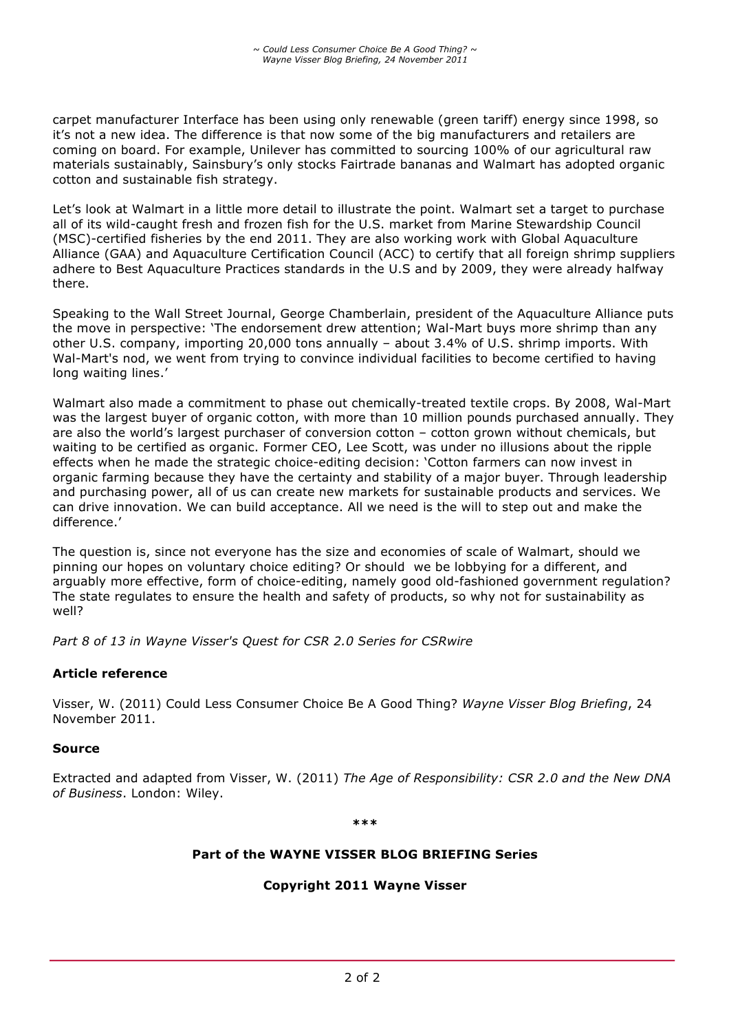carpet manufacturer Interface has been using only renewable (green tariff) energy since 1998, so it's not a new idea. The difference is that now some of the big manufacturers and retailers are coming on board. For example, Unilever has committed to sourcing 100% of our agricultural raw materials sustainably, Sainsbury's only stocks Fairtrade bananas and Walmart has adopted organic cotton and sustainable fish strategy.

Let's look at Walmart in a little more detail to illustrate the point. Walmart set a target to purchase all of its wild-caught fresh and frozen fish for the U.S. market from Marine Stewardship Council (MSC)-certified fisheries by the end 2011. They are also working work with Global Aquaculture Alliance (GAA) and Aquaculture Certification Council (ACC) to certify that all foreign shrimp suppliers adhere to Best Aquaculture Practices standards in the U.S and by 2009, they were already halfway there.

Speaking to the Wall Street Journal, George Chamberlain, president of the Aquaculture Alliance puts the move in perspective: 'The endorsement drew attention; Wal-Mart buys more shrimp than any other U.S. company, importing 20,000 tons annually – about 3.4% of U.S. shrimp imports. With Wal-Mart's nod, we went from trying to convince individual facilities to become certified to having long waiting lines.'

Walmart also made a commitment to phase out chemically-treated textile crops. By 2008, Wal-Mart was the largest buyer of organic cotton, with more than 10 million pounds purchased annually. They are also the world's largest purchaser of conversion cotton – cotton grown without chemicals, but waiting to be certified as organic. Former CEO, Lee Scott, was under no illusions about the ripple effects when he made the strategic choice-editing decision: 'Cotton farmers can now invest in organic farming because they have the certainty and stability of a major buyer. Through leadership and purchasing power, all of us can create new markets for sustainable products and services. We can drive innovation. We can build acceptance. All we need is the will to step out and make the difference.'

The question is, since not everyone has the size and economies of scale of Walmart, should we pinning our hopes on voluntary choice editing? Or should we be lobbying for a different, and arguably more effective, form of choice-editing, namely good old-fashioned government regulation? The state regulates to ensure the health and safety of products, so why not for sustainability as well?

*Part 8 of 13 in Wayne Visser's Quest for CSR 2.0 Series for CSRwire*

**Article reference**

Visser, W. (2011) Could Less Consumer Choice Be A Good Thing? *Wayne Visser Blog Briefing*, 24 November 2011.

**Source**

Extracted and adapted from Visser, W. (2011) *The Age of Responsibility: CSR 2.0 and the New DNA of Business*. London: Wiley.

***

**Part of the WAYNE VISSER BLOG BRIEFING Series**

**Copyright 2011 Wayne Visser**